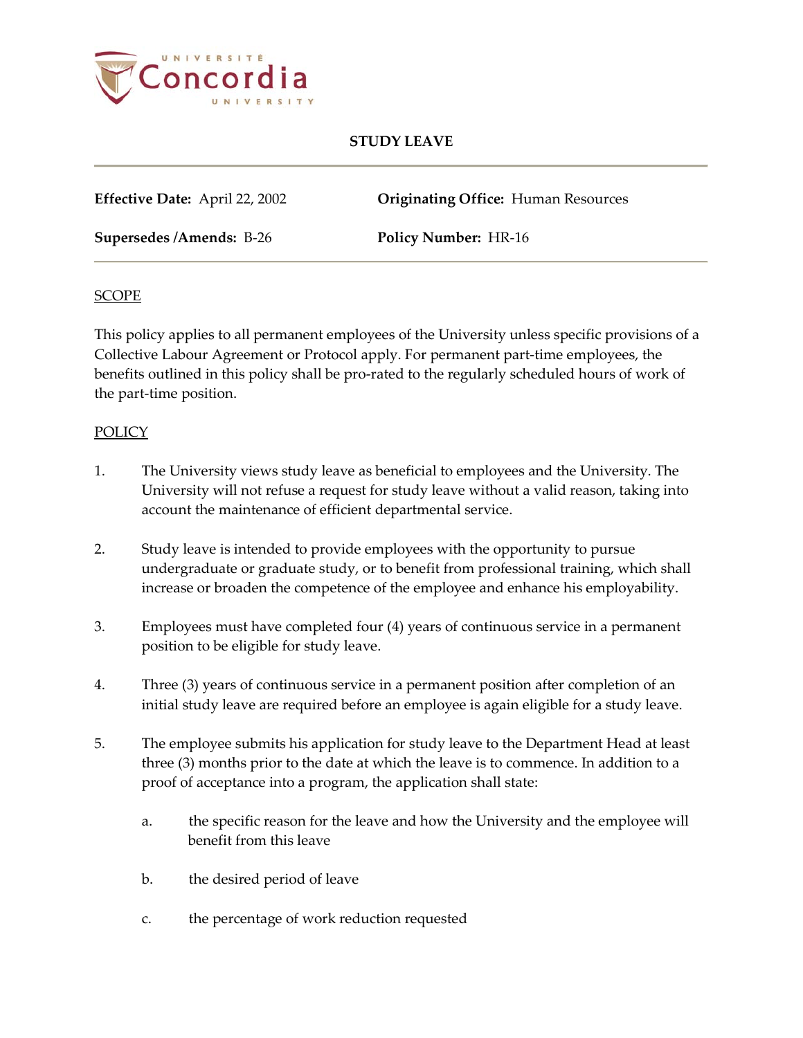# STUDY LEAVE

**Effective Date:** April 22, 2002 **Originating Office:** Human Resources

**Supersedes /Amends:** B-26 **Policy Number:** HR-16

## SCOPE

This policy applies to all permanent employees of the University unless specific provisions of a Collective Labour Agreement or Protocol apply. For permanent part-time employees, the benefits outlined in this policy shall be pro-rated to the regularly scheduled hours of work of the part-time position.

## POLICY

1. The University views study leave as beneficial to employees and the University. The University will not refuse a request for study leave without a valid reason, taking into account the maintenance of efficient departmental service.

2. Study leave is intended to provide employees with the opportunity to pursue undergraduate or graduate study, or to benefit from professional training, which shall increase or broaden the competence of the employee and enhance his employability.

3. Employees must have completed four (4) years of continuous service in a permanent position to be eligible for study leave.

4. Three (3) years of continuous service in a permanent position after completion of an initial study leave are required before an employee is again eligible for a study leave.

5. The employee submits his application for study leave to the Department Head at least three (3) months prior to the date at which the leave is to commence. In addition to a proof of acceptance into a program, the application shall state:

   a. the specific reason for the leave and how the University and the employee will benefit from this leave

   b. the desired period of leave

   c. the percentage of work reduction requested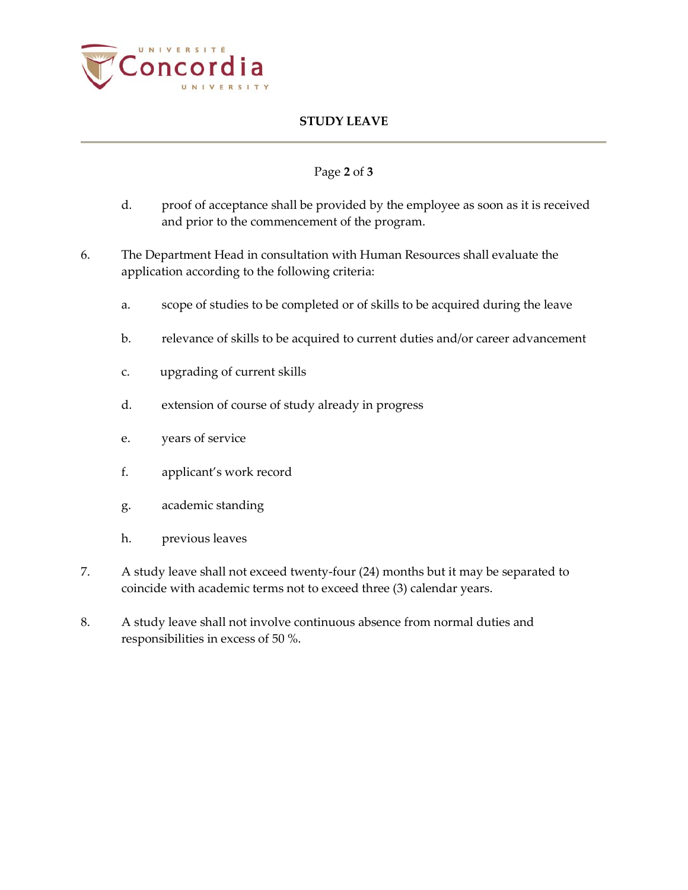d. proof of acceptance shall be provided by the employee as soon as it is received and prior to the commencement of the program.

6. The Department Head in consultation with Human Resources shall evaluate the application according to the following criteria:

   a. scope of studies to be completed or of skills to be acquired during the leave

   b. relevance of skills to be acquired to current duties and/or career advancement

   c. upgrading of current skills

   d. extension of course of study already in progress

   e. years of service

   f. applicant's work record

   g. academic standing

   h. previous leaves

7. A study leave shall not exceed twenty-four (24) months but it may be separated to coincide with academic terms not to exceed three (3) calendar years.

8. A study leave shall not involve continuous absence from normal duties and responsibilities in excess of 50 %.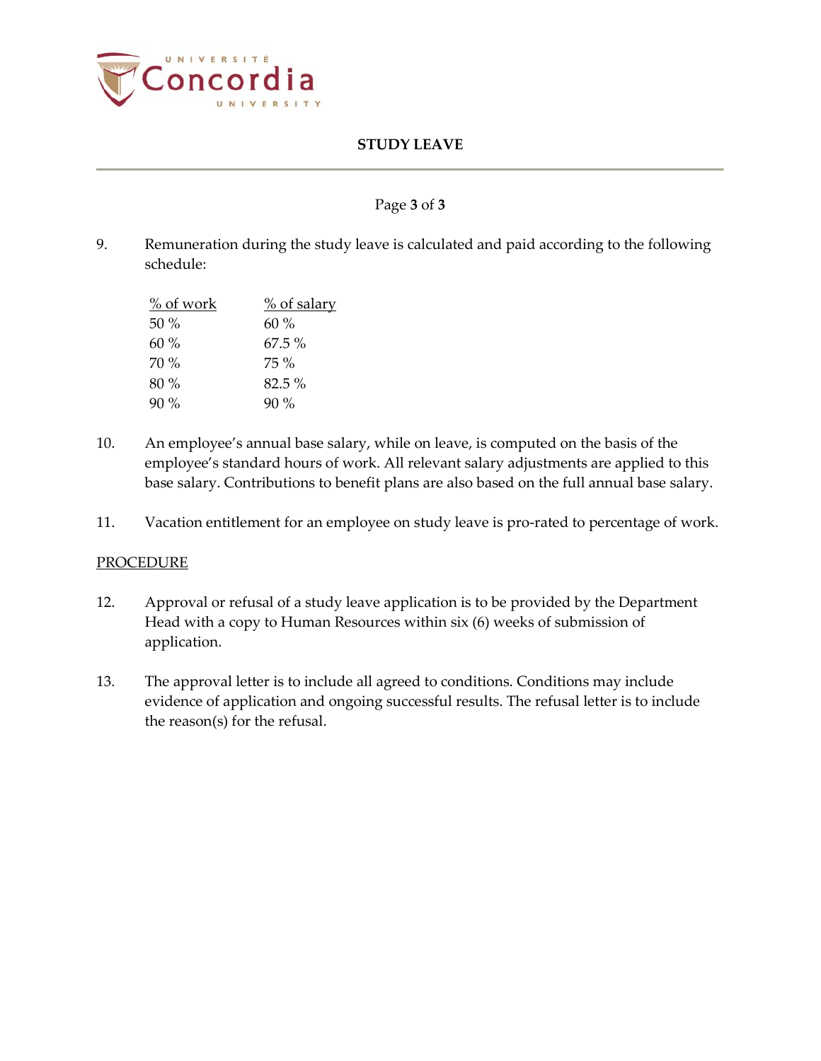9. Remuneration during the study leave is calculated and paid according to the following schedule:

| % of work | % of salary |
|---|---|
| 50 % | 60 % |
| 60 % | 67.5 % |
| 70 % | 75 % |
| 80 % | 82.5 % |
| 90 % | 90 % |

10. An employee's annual base salary, while on leave, is computed on the basis of the employee's standard hours of work. All relevant salary adjustments are applied to this base salary. Contributions to benefit plans are also based on the full annual base salary.

11. Vacation entitlement for an employee on study leave is pro-rated to percentage of work.

## PROCEDURE

12. Approval or refusal of a study leave application is to be provided by the Department Head with a copy to Human Resources within six (6) weeks of submission of application.

13. The approval letter is to include all agreed to conditions. Conditions may include evidence of application and ongoing successful results. The refusal letter is to include the reason(s) for the refusal.